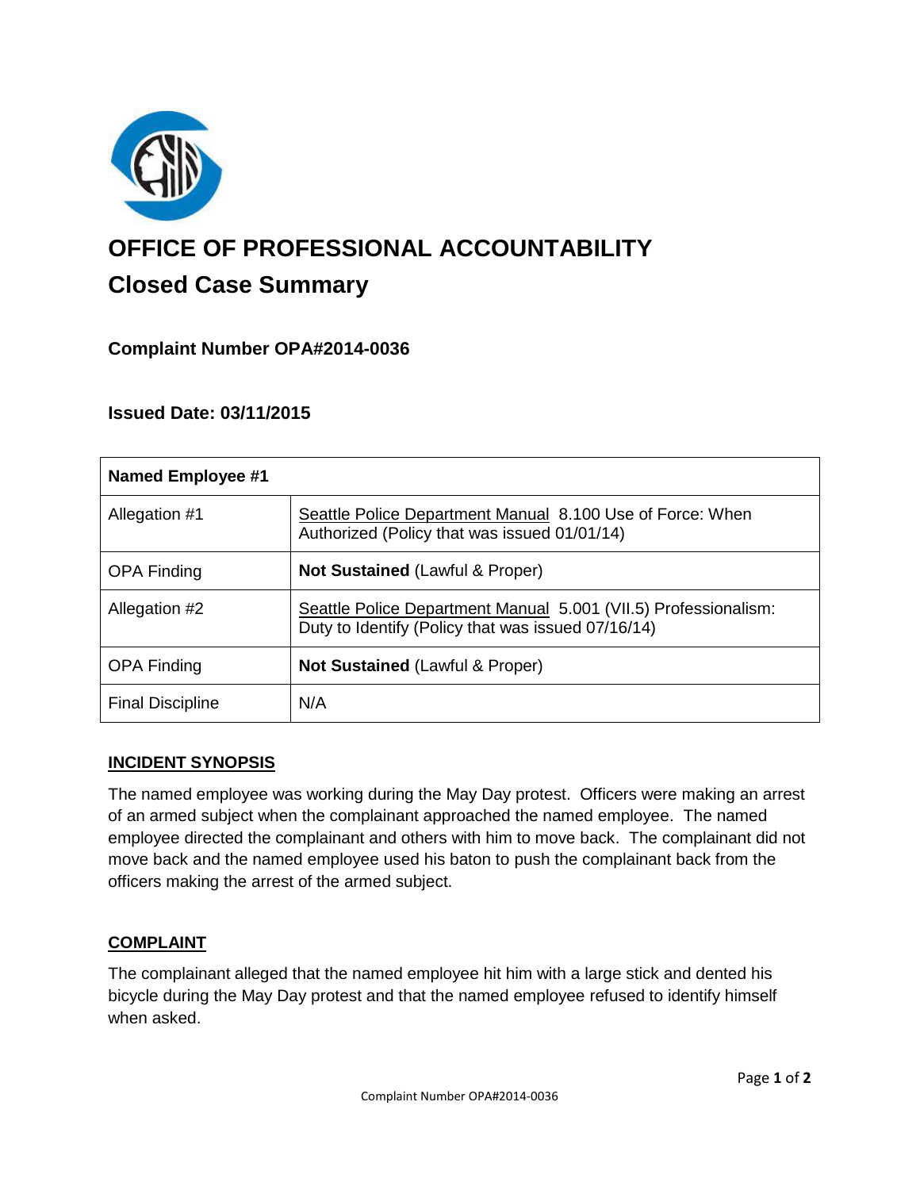# OFFICE OF PROFESSIONAL ACCOUNTABILITY

## Closed Case Summary

### Complaint Number OPA#2014-0036

### Issued Date: 03/11/2015

| Named Employee #1 | |
|---|---|
| Allegation #1 | Seattle Police Department Manual 8.100 Use of Force: When Authorized (Policy that was issued 01/01/14) |
| OPA Finding | **Not Sustained** (Lawful & Proper) |
| Allegation #2 | Seattle Police Department Manual 5.001 (VII.5) Professionalism: Duty to Identify (Policy that was issued 07/16/14) |
| OPA Finding | **Not Sustained** (Lawful & Proper) |
| Final Discipline | N/A |

## INCIDENT SYNOPSIS

The named employee was working during the May Day protest. Officers were making an arrest of an armed subject when the complainant approached the named employee. The named employee directed the complainant and others with him to move back. The complainant did not move back and the named employee used his baton to push the complainant back from the officers making the arrest of the armed subject.

## COMPLAINT

The complainant alleged that the named employee hit him with a large stick and dented his bicycle during the May Day protest and that the named employee refused to identify himself when asked.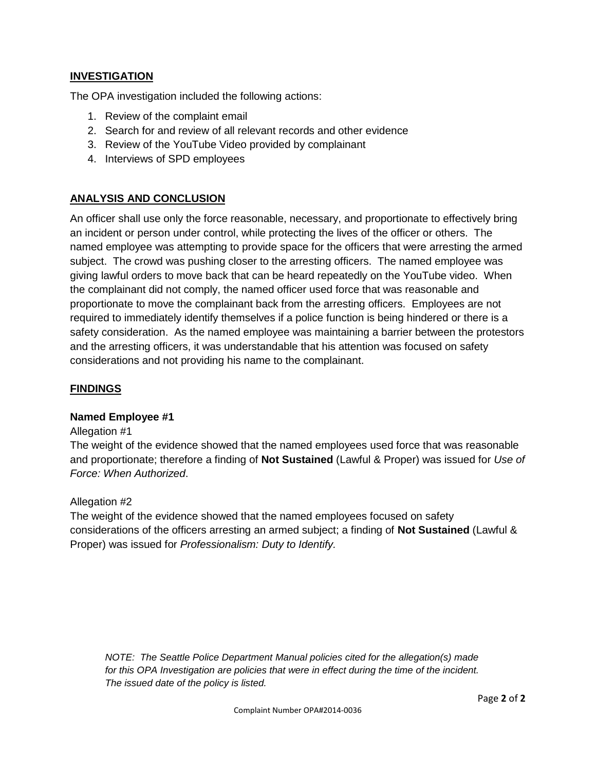## INVESTIGATION

The OPA investigation included the following actions:

1. Review of the complaint email
2. Search for and review of all relevant records and other evidence
3. Review of the YouTube Video provided by complainant
4. Interviews of SPD employees

## ANALYSIS AND CONCLUSION

An officer shall use only the force reasonable, necessary, and proportionate to effectively bring an incident or person under control, while protecting the lives of the officer or others. The named employee was attempting to provide space for the officers that were arresting the armed subject. The crowd was pushing closer to the arresting officers. The named employee was giving lawful orders to move back that can be heard repeatedly on the YouTube video. When the complainant did not comply, the named officer used force that was reasonable and proportionate to move the complainant back from the arresting officers. Employees are not required to immediately identify themselves if a police function is being hindered or there is a safety consideration. As the named employee was maintaining a barrier between the protestors and the arresting officers, it was understandable that his attention was focused on safety considerations and not providing his name to the complainant.

## FINDINGS

**Named Employee #1**

Allegation #1

The weight of the evidence showed that the named employees used force that was reasonable and proportionate; therefore a finding of **Not Sustained** (Lawful & Proper) was issued for *Use of Force: When Authorized*.

Allegation #2

The weight of the evidence showed that the named employees focused on safety considerations of the officers arresting an armed subject; a finding of **Not Sustained** (Lawful & Proper) was issued for *Professionalism: Duty to Identify.*

*NOTE: The Seattle Police Department Manual policies cited for the allegation(s) made for this OPA Investigation are policies that were in effect during the time of the incident. The issued date of the policy is listed.*

Complaint Number OPA#2014-0036